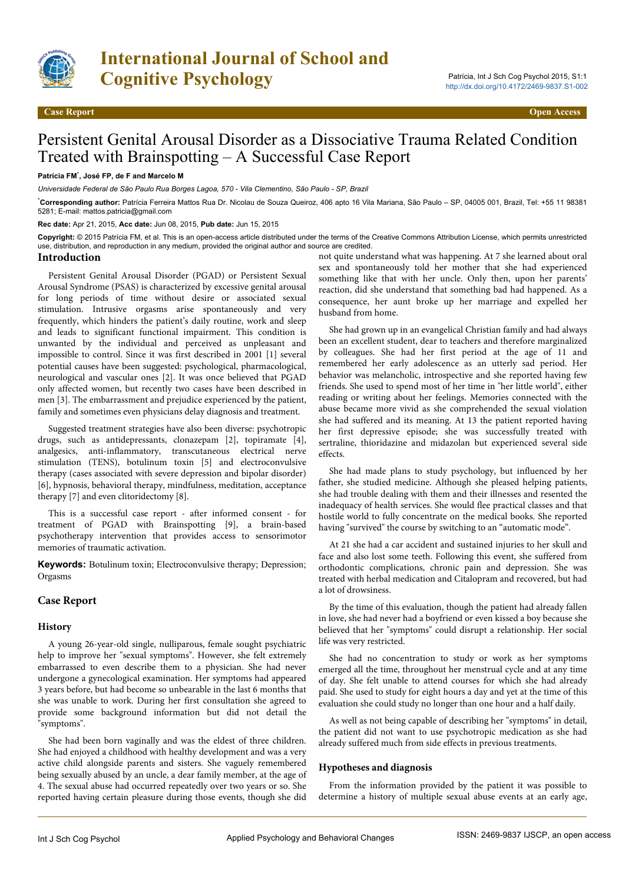# Persistent Genital Arousal Disorder as a Dissociative Trauma Related Condition Treated with Brainspotting – A Successful Case Report

**Patrícia FM*, José FP, de F and Marcelo M**

*Universidade Federal de São Paulo Rua Borges Lagoa, 570 - Vila Clementino, São Paulo - SP, Brazil*

***Corresponding author:** Patrícia Ferreira Mattos Rua Dr. Nicolau de Souza Queiroz, 406 apto 16 Vila Mariana, São Paulo – SP, 04005 001, Brazil, Tel: +55 11 98381 5281; E-mail: mattos.patricia@gmail.com

**Rec date:** Apr 21, 2015, **Acc date:** Jun 08, 2015, **Pub date:** Jun 15, 2015

**Copyright:** © 2015 Patrícia FM, et al. This is an open-access article distributed under the terms of the Creative Commons Attribution License, which permits unrestricted use, distribution, and reproduction in any medium, provided the original author and source are credited.

## Introduction

Persistent Genital Arousal Disorder (PGAD) or Persistent Sexual Arousal Syndrome (PSAS) is characterized by excessive genital arousal for long periods of time without desire or associated sexual stimulation. Intrusive orgasms arise spontaneously and very frequently, which hinders the patient's daily routine, work and sleep and leads to significant functional impairment. This condition is unwanted by the individual and perceived as unpleasant and impossible to control. Since it was first described in 2001 [1] several potential causes have been suggested: psychological, pharmacological, neurological and vascular ones [2]. It was once believed that PGAD only affected women, but recently two cases have been described in men [3]. The embarrassment and prejudice experienced by the patient, family and sometimes even physicians delay diagnosis and treatment.

Suggested treatment strategies have also been diverse: psychotropic drugs, such as antidepressants, clonazepam [2], topiramate [4], analgesics, anti-inflammatory, transcutaneous electrical nerve stimulation (TENS), botulinum toxin [5] and electroconvulsive therapy (cases associated with severe depression and bipolar disorder) [6], hypnosis, behavioral therapy, mindfulness, meditation, acceptance therapy [7] and even clitoridectomy [8].

This is a successful case report - after informed consent - for treatment of PGAD with Brainspotting [9], a brain-based psychotherapy intervention that provides access to sensorimotor memories of traumatic activation.

**Keywords:** Botulinum toxin; Electroconvulsive therapy; Depression; Orgasms

## Case Report

### History

A young 26-year-old single, nulliparous, female sought psychiatric help to improve her "sexual symptoms". However, she felt extremely embarrassed to even describe them to a physician. She had never undergone a gynecological examination. Her symptoms had appeared 3 years before, but had become so unbearable in the last 6 months that she was unable to work. During her first consultation she agreed to provide some background information but did not detail the "symptoms".

She had been born vaginally and was the eldest of three children. She had enjoyed a childhood with healthy development and was a very active child alongside parents and sisters. She vaguely remembered being sexually abused by an uncle, a dear family member, at the age of 4. The sexual abuse had occurred repeatedly over two years or so. She reported having certain pleasure during those events, though she did not quite understand what was happening. At 7 she learned about oral sex and spontaneously told her mother that she had experienced something like that with her uncle. Only then, upon her parents' reaction, did she understand that something bad had happened. As a consequence, her aunt broke up her marriage and expelled her husband from home.

She had grown up in an evangelical Christian family and had always been an excellent student, dear to teachers and therefore marginalized by colleagues. She had her first period at the age of 11 and remembered her early adolescence as an utterly sad period. Her behavior was melancholic, introspective and she reported having few friends. She used to spend most of her time in "her little world", either reading or writing about her feelings. Memories connected with the abuse became more vivid as she comprehended the sexual violation she had suffered and its meaning. At 13 the patient reported having her first depressive episode; she was successfully treated with sertraline, thioridazine and midazolan but experienced several side effects.

She had made plans to study psychology, but influenced by her father, she studied medicine. Although she pleased helping patients, she had trouble dealing with them and their illnesses and resented the inadequacy of health services. She would flee practical classes and that hostile world to fully concentrate on the medical books. She reported having "survived" the course by switching to an "automatic mode".

At 21 she had a car accident and sustained injuries to her skull and face and also lost some teeth. Following this event, she suffered from orthodontic complications, chronic pain and depression. She was treated with herbal medication and Citalopram and recovered, but had a lot of drowsiness.

By the time of this evaluation, though the patient had already fallen in love, she had never had a boyfriend or even kissed a boy because she believed that her "symptoms" could disrupt a relationship. Her social life was very restricted.

She had no concentration to study or work as her symptoms emerged all the time, throughout her menstrual cycle and at any time of day. She felt unable to attend courses for which she had already paid. She used to study for eight hours a day and yet at the time of this evaluation she could study no longer than one hour and a half daily.

As well as not being capable of describing her "symptoms" in detail, the patient did not want to use psychotropic medication as she had already suffered much from side effects in previous treatments.

### Hypotheses and diagnosis

From the information provided by the patient it was possible to determine a history of multiple sexual abuse events at an early age,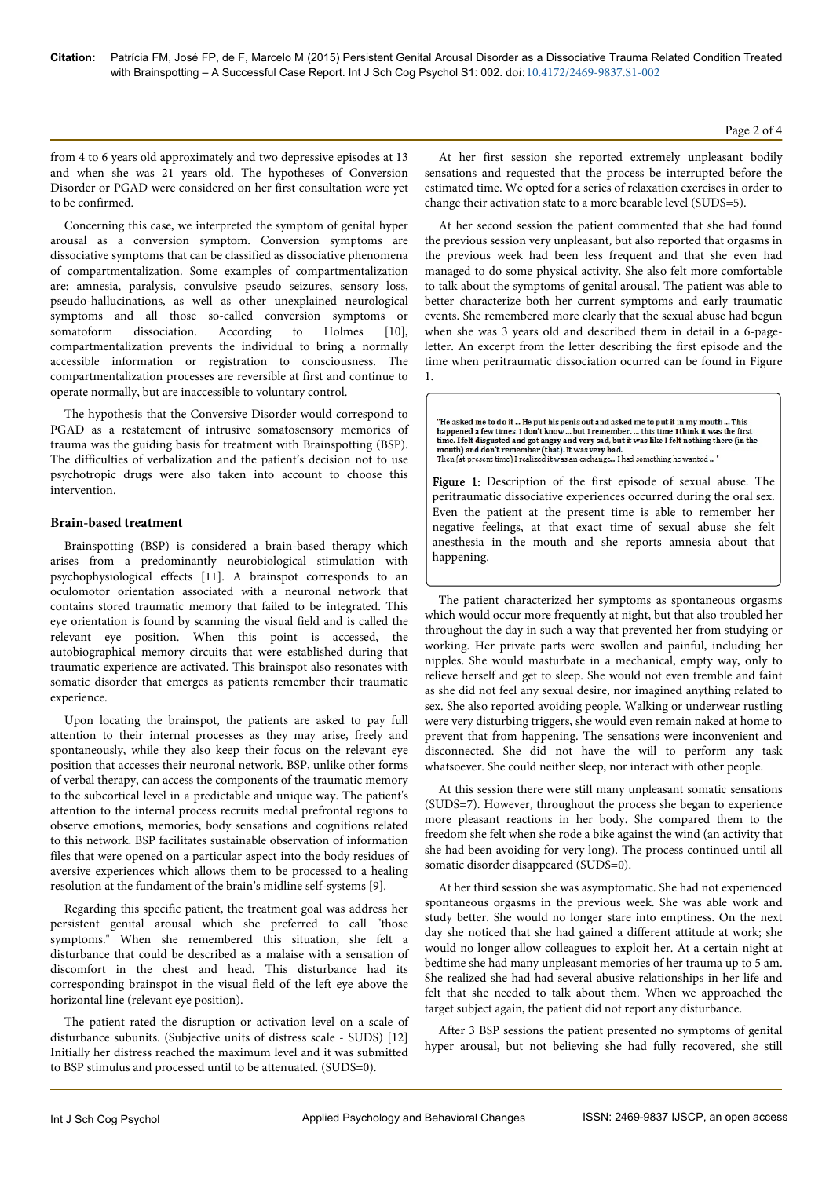from 4 to 6 years old approximately and two depressive episodes at 13 and when she was 21 years old. The hypotheses of Conversion Disorder or PGAD were considered on her first consultation were yet to be confirmed.

Concerning this case, we interpreted the symptom of genital hyper arousal as a conversion symptom. Conversion symptoms are dissociative symptoms that can be classified as dissociative phenomena of compartmentalization. Some examples of compartmentalization are: amnesia, paralysis, convulsive pseudo seizures, sensory loss, pseudo-hallucinations, as well as other unexplained neurological symptoms and all those so-called conversion symptoms or somatoform dissociation. According to Holmes [10], compartmentalization prevents the individual to bring a normally accessible information or registration to consciousness. The compartmentalization processes are reversible at first and continue to operate normally, but are inaccessible to voluntary control.

The hypothesis that the Conversive Disorder would correspond to PGAD as a restatement of intrusive somatosensory memories of trauma was the guiding basis for treatment with Brainspotting (BSP). The difficulties of verbalization and the patient's decision not to use psychotropic drugs were also taken into account to choose this intervention.

## Brain-based treatment

Brainspotting (BSP) is considered a brain-based therapy which arises from a predominantly neurobiological stimulation with psychophysiological effects [11]. A brainspot corresponds to an oculomotor orientation associated with a neuronal network that contains stored traumatic memory that failed to be integrated. This eye orientation is found by scanning the visual field and is called the relevant eye position. When this point is accessed, the autobiographical memory circuits that were established during that traumatic experience are activated. This brainspot also resonates with somatic disorder that emerges as patients remember their traumatic experience.

Upon locating the brainspot, the patients are asked to pay full attention to their internal processes as they may arise, freely and spontaneously, while they also keep their focus on the relevant eye position that accesses their neuronal network. BSP, unlike other forms of verbal therapy, can access the components of the traumatic memory to the subcortical level in a predictable and unique way. The patient's attention to the internal process recruits medial prefrontal regions to observe emotions, memories, body sensations and cognitions related to this network. BSP facilitates sustainable observation of information files that were opened on a particular aspect into the body residues of aversive experiences which allows them to be processed to a healing resolution at the fundament of the brain's midline self-systems [9].

Regarding this specific patient, the treatment goal was address her persistent genital arousal which she preferred to call "those symptoms." When she remembered this situation, she felt a disturbance that could be described as a malaise with a sensation of discomfort in the chest and head. This disturbance had its corresponding brainspot in the visual field of the left eye above the horizontal line (relevant eye position).

The patient rated the disruption or activation level on a scale of disturbance subunits. (Subjective units of distress scale - SUDS) [12] Initially her distress reached the maximum level and it was submitted to BSP stimulus and processed until to be attenuated. (SUDS=0).

At her first session she reported extremely unpleasant bodily sensations and requested that the process be interrupted before the estimated time. We opted for a series of relaxation exercises in order to change their activation state to a more bearable level (SUDS=5).

At her second session the patient commented that she had found the previous session very unpleasant, but also reported that orgasms in the previous week had been less frequent and that she even had managed to do some physical activity. She also felt more comfortable to talk about the symptoms of genital arousal. The patient was able to better characterize both her current symptoms and early traumatic events. She remembered more clearly that the sexual abuse had begun when she was 3 years old and described them in detail in a 6-page-letter. An excerpt from the letter describing the first episode and the time when peritraumatic dissociation ocurred can be found in Figure 1.

"He asked me to do it .. He put his penis out and asked me to put it in my mouth ... This happened a few times, I don't know ... but I remember, ... this time I think it was the first time. I felt disgusted and got angry and very sad, but it was like I felt nothing there (in the mouth) and don't remember (that). It was very bad.
Then (at present time) I realized it was an exchange.. I had something he wanted .. "

**Figure 1:** Description of the first episode of sexual abuse. The peritraumatic dissociative experiences occurred during the oral sex. Even the patient at the present time is able to remember her negative feelings, at that exact time of sexual abuse she felt anesthesia in the mouth and she reports amnesia about that happening.

The patient characterized her symptoms as spontaneous orgasms which would occur more frequently at night, but that also troubled her throughout the day in such a way that prevented her from studying or working. Her private parts were swollen and painful, including her nipples. She would masturbate in a mechanical, empty way, only to relieve herself and get to sleep. She would not even tremble and faint as she did not feel any sexual desire, nor imagined anything related to sex. She also reported avoiding people. Walking or underwear rustling were very disturbing triggers, she would even remain naked at home to prevent that from happening. The sensations were inconvenient and disconnected. She did not have the will to perform any task whatsoever. She could neither sleep, nor interact with other people.

At this session there were still many unpleasant somatic sensations (SUDS=7). However, throughout the process she began to experience more pleasant reactions in her body. She compared them to the freedom she felt when she rode a bike against the wind (an activity that she had been avoiding for very long). The process continued until all somatic disorder disappeared (SUDS=0).

At her third session she was asymptomatic. She had not experienced spontaneous orgasms in the previous week. She was able work and study better. She would no longer stare into emptiness. On the next day she noticed that she had gained a different attitude at work; she would no longer allow colleagues to exploit her. At a certain night at bedtime she had many unpleasant memories of her trauma up to 5 am. She realized she had had several abusive relationships in her life and felt that she needed to talk about them. When we approached the target subject again, the patient did not report any disturbance.

After 3 BSP sessions the patient presented no symptoms of genital hyper arousal, but not believing she had fully recovered, she still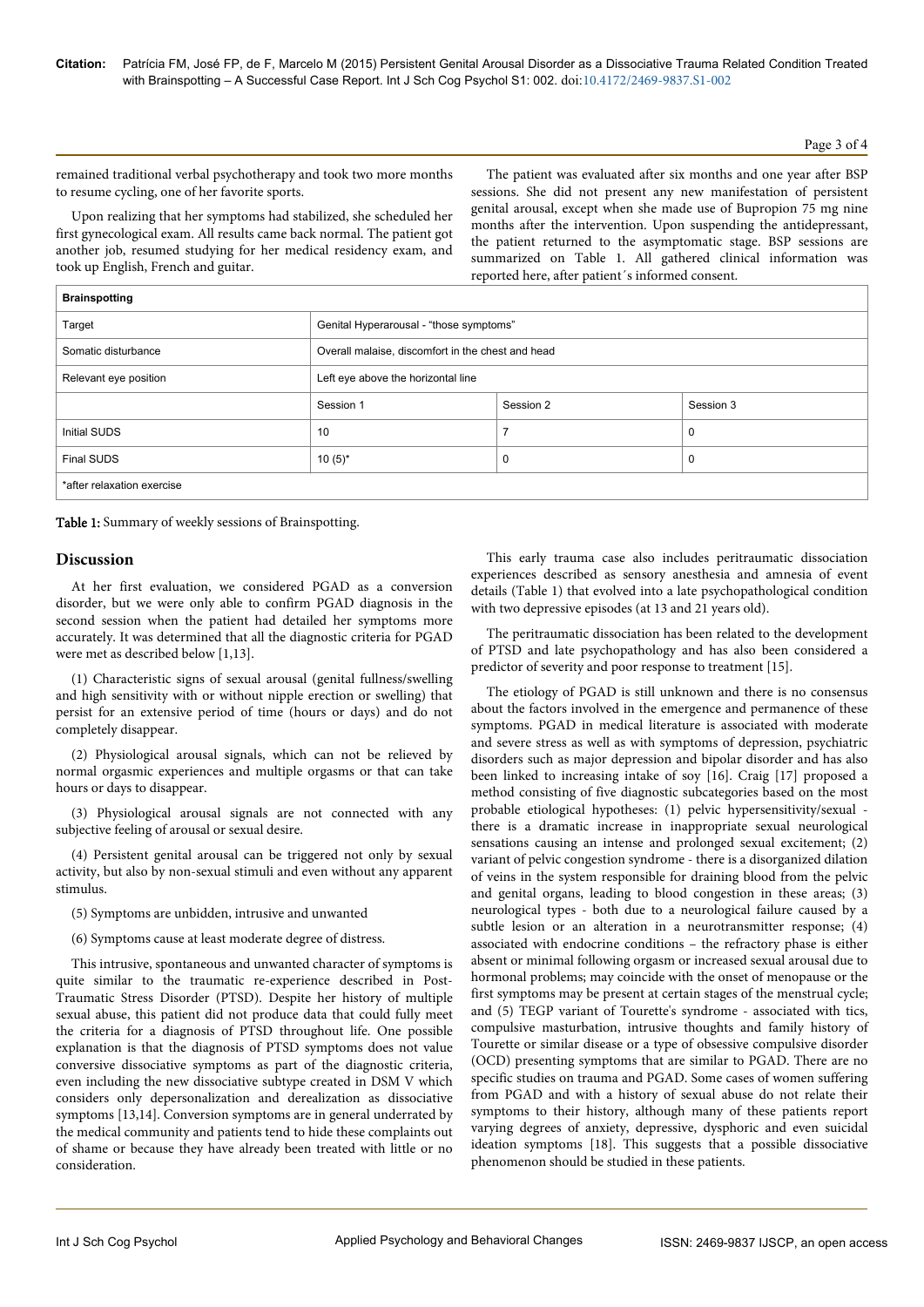remained traditional verbal psychotherapy and took two more months to resume cycling, one of her favorite sports.

Upon realizing that her symptoms had stabilized, she scheduled her first gynecological exam. All results came back normal. The patient got another job, resumed studying for her medical residency exam, and took up English, French and guitar.

The patient was evaluated after six months and one year after BSP sessions. She did not present any new manifestation of persistent genital arousal, except when she made use of Bupropion 75 mg nine months after the intervention. Upon suspending the antidepressant, the patient returned to the asymptomatic stage. BSP sessions are summarized on Table 1. All gathered clinical information was reported here, after patient´s informed consent.

| **Brainspotting** | | | |
|---|---|---|---|
| Target | Genital Hyperarousal - "those symptoms" | | |
| Somatic disturbance | Overall malaise, discomfort in the chest and head | | |
| Relevant eye position | Left eye above the horizontal line | | |
| | Session 1 | Session 2 | Session 3 |
| Initial SUDS | 10 | 7 | 0 |
| Final SUDS | 10 (5)* | 0 | 0 |
| *after relaxation exercise | | | |

**Table 1:** Summary of weekly sessions of Brainspotting.

## Discussion

At her first evaluation, we considered PGAD as a conversion disorder, but we were only able to confirm PGAD diagnosis in the second session when the patient had detailed her symptoms more accurately. It was determined that all the diagnostic criteria for PGAD were met as described below [1,13].

(1) Characteristic signs of sexual arousal (genital fullness/swelling and high sensitivity with or without nipple erection or swelling) that persist for an extensive period of time (hours or days) and do not completely disappear.

(2) Physiological arousal signals, which can not be relieved by normal orgasmic experiences and multiple orgasms or that can take hours or days to disappear.

(3) Physiological arousal signals are not connected with any subjective feeling of arousal or sexual desire.

(4) Persistent genital arousal can be triggered not only by sexual activity, but also by non-sexual stimuli and even without any apparent stimulus.

(5) Symptoms are unbidden, intrusive and unwanted

(6) Symptoms cause at least moderate degree of distress.

This intrusive, spontaneous and unwanted character of symptoms is quite similar to the traumatic re-experience described in Post-Traumatic Stress Disorder (PTSD). Despite her history of multiple sexual abuse, this patient did not produce data that could fully meet the criteria for a diagnosis of PTSD throughout life. One possible explanation is that the diagnosis of PTSD symptoms does not value conversive dissociative symptoms as part of the diagnostic criteria, even including the new dissociative subtype created in DSM V which considers only depersonalization and derealization as dissociative symptoms [13,14]. Conversion symptoms are in general underrated by the medical community and patients tend to hide these complaints out of shame or because they have already been treated with little or no consideration.

This early trauma case also includes peritraumatic dissociation experiences described as sensory anesthesia and amnesia of event details (Table 1) that evolved into a late psychopathological condition with two depressive episodes (at 13 and 21 years old).

The peritraumatic dissociation has been related to the development of PTSD and late psychopathology and has also been considered a predictor of severity and poor response to treatment [15].

The etiology of PGAD is still unknown and there is no consensus about the factors involved in the emergence and permanence of these symptoms. PGAD in medical literature is associated with moderate and severe stress as well as with symptoms of depression, psychiatric disorders such as major depression and bipolar disorder and has also been linked to increasing intake of soy [16]. Craig [17] proposed a method consisting of five diagnostic subcategories based on the most probable etiological hypotheses: (1) pelvic hypersensitivity/sexual - there is a dramatic increase in inappropriate sexual neurological sensations causing an intense and prolonged sexual excitement; (2) variant of pelvic congestion syndrome - there is a disorganized dilation of veins in the system responsible for draining blood from the pelvic and genital organs, leading to blood congestion in these areas; (3) neurological types - both due to a neurological failure caused by a subtle lesion or an alteration in a neurotransmitter response; (4) associated with endocrine conditions – the refractory phase is either absent or minimal following orgasm or increased sexual arousal due to hormonal problems; may coincide with the onset of menopause or the first symptoms may be present at certain stages of the menstrual cycle; and (5) TEGP variant of Tourette's syndrome - associated with tics, compulsive masturbation, intrusive thoughts and family history of Tourette or similar disease or a type of obsessive compulsive disorder (OCD) presenting symptoms that are similar to PGAD. There are no specific studies on trauma and PGAD. Some cases of women suffering from PGAD and with a history of sexual abuse do not relate their symptoms to their history, although many of these patients report varying degrees of anxiety, depressive, dysphoric and even suicidal ideation symptoms [18]. This suggests that a possible dissociative phenomenon should be studied in these patients.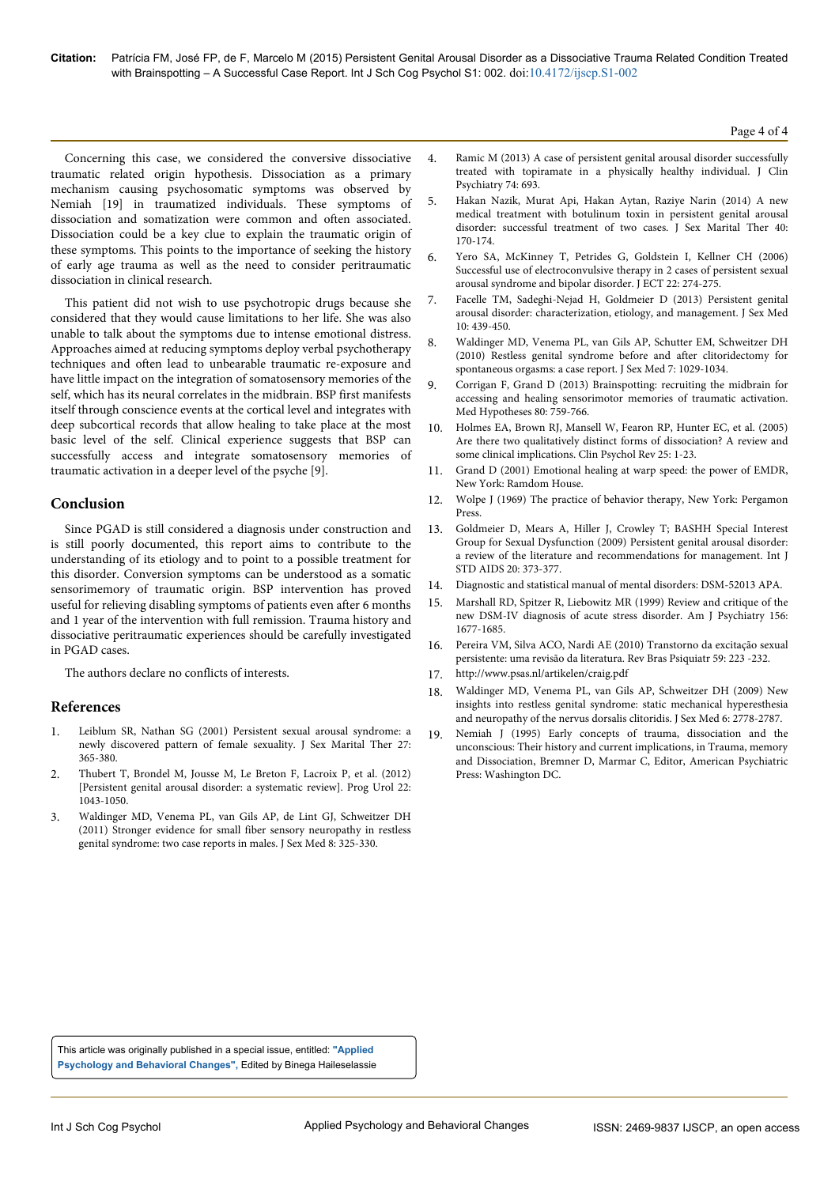Concerning this case, we considered the conversive dissociative traumatic related origin hypothesis. Dissociation as a primary mechanism causing psychosomatic symptoms was observed by Nemiah [19] in traumatized individuals. These symptoms of dissociation and somatization were common and often associated. Dissociation could be a key clue to explain the traumatic origin of these symptoms. This points to the importance of seeking the history of early age trauma as well as the need to consider peritraumatic dissociation in clinical research.

This patient did not wish to use psychotropic drugs because she considered that they would cause limitations to her life. She was also unable to talk about the symptoms due to intense emotional distress. Approaches aimed at reducing symptoms deploy verbal psychotherapy techniques and often lead to unbearable traumatic re-exposure and have little impact on the integration of somatosensory memories of the self, which has its neural correlates in the midbrain. BSP first manifests itself through conscience events at the cortical level and integrates with deep subcortical records that allow healing to take place at the most basic level of the self. Clinical experience suggests that BSP can successfully access and integrate somatosensory memories of traumatic activation in a deeper level of the psyche [9].

## Conclusion

Since PGAD is still considered a diagnosis under construction and is still poorly documented, this report aims to contribute to the understanding of its etiology and to point to a possible treatment for this disorder. Conversion symptoms can be understood as a somatic sensorimemory of traumatic origin. BSP intervention has proved useful for relieving disabling symptoms of patients even after 6 months and 1 year of the intervention with full remission. Trauma history and dissociative peritraumatic experiences should be carefully investigated in PGAD cases.

The authors declare no conflicts of interests.

## References

1. Leiblum SR, Nathan SG (2001) Persistent sexual arousal syndrome: a newly discovered pattern of female sexuality. J Sex Marital Ther 27: 365-380.
2. Thubert T, Brondel M, Jousse M, Le Breton F, Lacroix P, et al. (2012) [Persistent genital arousal disorder: a systematic review]. Prog Urol 22: 1043-1050.
3. Waldinger MD, Venema PL, van Gils AP, de Lint GJ, Schweitzer DH (2011) Stronger evidence for small fiber sensory neuropathy in restless genital syndrome: two case reports in males. J Sex Med 8: 325-330.
4. Ramic M (2013) A case of persistent genital arousal disorder successfully treated with topiramate in a physically healthy individual. J Clin Psychiatry 74: 693.
5. Hakan Nazik, Murat Api, Hakan Aytan, Raziye Narin (2014) A new medical treatment with botulinum toxin in persistent genital arousal disorder: successful treatment of two cases. J Sex Marital Ther 40: 170-174.
6. Yero SA, McKinney T, Petrides G, Goldstein I, Kellner CH (2006) Successful use of electroconvulsive therapy in 2 cases of persistent sexual arousal syndrome and bipolar disorder. J ECT 22: 274-275.
7. Facelle TM, Sadeghi-Nejad H, Goldmeier D (2013) Persistent genital arousal disorder: characterization, etiology, and management. J Sex Med 10: 439-450.
8. Waldinger MD, Venema PL, van Gils AP, Schutter EM, Schweitzer DH (2010) Restless genital syndrome before and after clitoridectomy for spontaneous orgasms: a case report. J Sex Med 7: 1029-1034.
9. Corrigan F, Grand D (2013) Brainspotting: recruiting the midbrain for accessing and healing sensorimotor memories of traumatic activation. Med Hypotheses 80: 759-766.
10. Holmes EA, Brown RJ, Mansell W, Fearon RP, Hunter EC, et al. (2005) Are there two qualitatively distinct forms of dissociation? A review and some clinical implications. Clin Psychol Rev 25: 1-23.
11. Grand D (2001) Emotional healing at warp speed: the power of EMDR, New York: Ramdom House.
12. Wolpe J (1969) The practice of behavior therapy, New York: Pergamon Press.
13. Goldmeier D, Mears A, Hiller J, Crowley T; BASHH Special Interest Group for Sexual Dysfunction (2009) Persistent genital arousal disorder: a review of the literature and recommendations for management. Int J STD AIDS 20: 373-377.
14. Diagnostic and statistical manual of mental disorders: DSM-52013 APA.
15. Marshall RD, Spitzer R, Liebowitz MR (1999) Review and critique of the new DSM-IV diagnosis of acute stress disorder. Am J Psychiatry 156: 1677-1685.
16. Pereira VM, Silva ACO, Nardi AE (2010) Transtorno da excitação sexual persistente: uma revisão da literatura. Rev Bras Psiquiatr 59: 223 -232.
17. http://www.psas.nl/artikelen/craig.pdf
18. Waldinger MD, Venema PL, van Gils AP, Schweitzer DH (2009) New insights into restless genital syndrome: static mechanical hyperesthesia and neuropathy of the nervus dorsalis clitoridis. J Sex Med 6: 2778-2787.
19. Nemiah J (1995) Early concepts of trauma, dissociation and the unconscious: Their history and current implications, in Trauma, memory and Dissociation, Bremner D, Marmar C, Editor, American Psychiatric Press: Washington DC.

This article was originally published in a special issue, entitled: **"Applied Psychology and Behavioral Changes"**, Edited by Binega Haileselassie